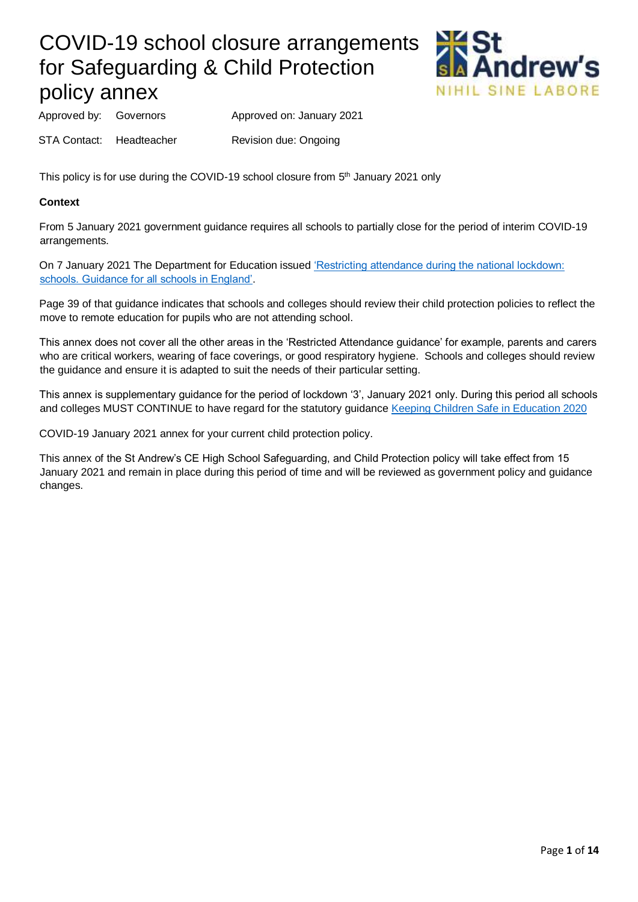# COVID-19 school closure arrangements for Safeguarding & Child Protection policy annex

Approved by: Governors  Approved on: January 2021

STA Contact: Headteacher  Revision due: Ongoing

This policy is for use during the COVID-19 school closure from 5th January 2021 only

**Context**

From 5 January 2021 government guidance requires all schools to partially close for the period of interim COVID-19 arrangements.

On 7 January 2021 The Department for Education issued 'Restricting attendance during the national lockdown: schools. Guidance for all schools in England'.

Page 39 of that guidance indicates that schools and colleges should review their child protection policies to reflect the move to remote education for pupils who are not attending school.

This annex does not cover all the other areas in the 'Restricted Attendance guidance' for example, parents and carers who are critical workers, wearing of face coverings, or good respiratory hygiene. Schools and colleges should review the guidance and ensure it is adapted to suit the needs of their particular setting.

This annex is supplementary guidance for the period of lockdown '3', January 2021 only. During this period all schools and colleges MUST CONTINUE to have regard for the statutory guidance Keeping Children Safe in Education 2020

COVID-19 January 2021 annex for your current child protection policy.

This annex of the St Andrew's CE High School Safeguarding, and Child Protection policy will take effect from 15 January 2021 and remain in place during this period of time and will be reviewed as government policy and guidance changes.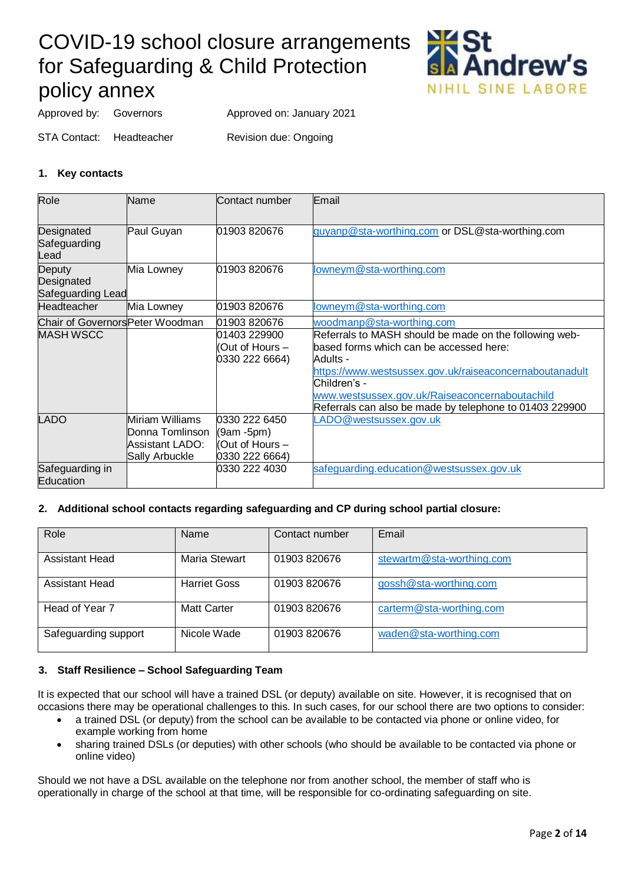# COVID-19 school closure arrangements for Safeguarding & Child Protection policy annex

St Andrew's
NIHIL SINE LABORE

Approved by: Governors    Approved on: January 2021

STA Contact: Headteacher    Revision due: Ongoing

**1. Key contacts**

| Role | Name | Contact number | Email |
|---|---|---|---|
| Designated Safeguarding Lead | Paul Guyan | 01903 820676 | guyanp@sta-worthing.com or DSL@sta-worthing.com |
| Deputy Designated Safeguarding Lead | Mia Lowney | 01903 820676 | lowneym@sta-worthing.com |
| Headteacher | Mia Lowney | 01903 820676 | lowneym@sta-worthing.com |
| Chair of Governors | Peter Woodman | 01903 820676 | woodmanp@sta-worthing.com |
| MASH WSCC | | 01403 229900 (Out of Hours – 0330 222 6664) | Referrals to MASH should be made on the following web-based forms which can be accessed here: Adults - https://www.westsussex.gov.uk/raiseaconcernaboutanadult Children's - www.westsussex.gov.uk/Raiseaconcernaboutachild Referrals can also be made by telephone to 01403 229900 |
| LADO | Miriam Williams Donna Tomlinson Assistant LADO: Sally Arbuckle | 0330 222 6450 (9am -5pm) (Out of Hours – 0330 222 6664) | LADO@westsussex.gov.uk |
| Safeguarding in Education | | 0330 222 4030 | safeguarding.education@westsussex.gov.uk |

**2. Additional school contacts regarding safeguarding and CP during school partial closure:**

| Role | Name | Contact number | Email |
|---|---|---|---|
| Assistant Head | Maria Stewart | 01903 820676 | stewartm@sta-worthing.com |
| Assistant Head | Harriet Goss | 01903 820676 | gossh@sta-worthing.com |
| Head of Year 7 | Matt Carter | 01903 820676 | carterm@sta-worthing.com |
| Safeguarding support | Nicole Wade | 01903 820676 | waden@sta-worthing.com |

**3. Staff Resilience – School Safeguarding Team**

It is expected that our school will have a trained DSL (or deputy) available on site. However, it is recognised that on occasions there may be operational challenges to this. In such cases, for our school there are two options to consider:

- a trained DSL (or deputy) from the school can be available to be contacted via phone or online video, for example working from home
- sharing trained DSLs (or deputies) with other schools (who should be available to be contacted via phone or online video)

Should we not have a DSL available on the telephone nor from another school, the member of staff who is operationally in charge of the school at that time, will be responsible for co-ordinating safeguarding on site.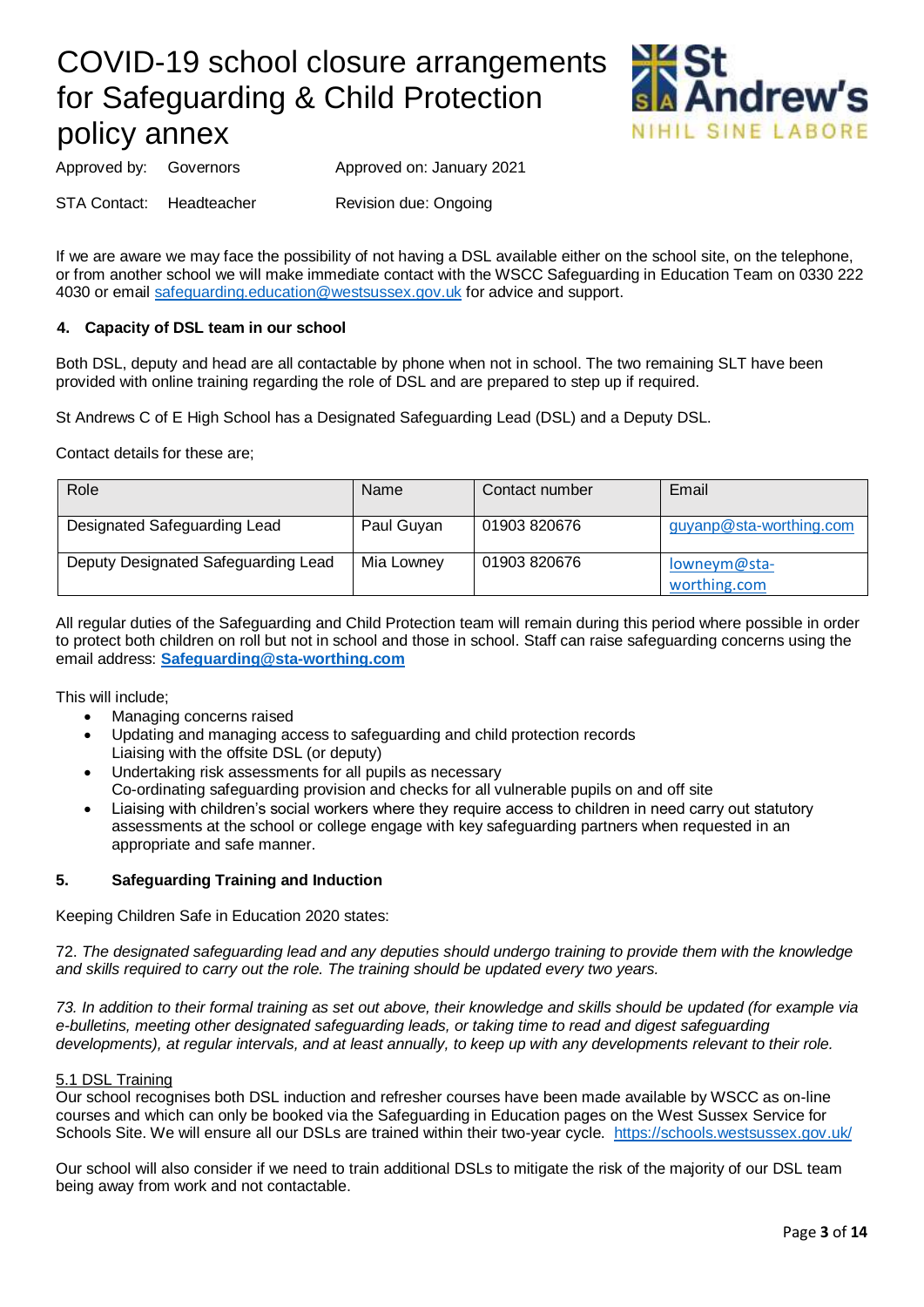# COVID-19 school closure arrangements for Safeguarding & Child Protection policy annex

Approved by: Governors Approved on: January 2021

STA Contact: Headteacher Revision due: Ongoing

If we are aware we may face the possibility of not having a DSL available either on the school site, on the telephone, or from another school we will make immediate contact with the WSCC Safeguarding in Education Team on 0330 222 4030 or email safeguarding.education@westsussex.gov.uk for advice and support.

### 4. Capacity of DSL team in our school

Both DSL, deputy and head are all contactable by phone when not in school. The two remaining SLT have been provided with online training regarding the role of DSL and are prepared to step up if required.

St Andrews C of E High School has a Designated Safeguarding Lead (DSL) and a Deputy DSL.

Contact details for these are;

| Role | Name | Contact number | Email |
|---|---|---|---|
| Designated Safeguarding Lead | Paul Guyan | 01903 820676 | guyanp@sta-worthing.com |
| Deputy Designated Safeguarding Lead | Mia Lowney | 01903 820676 | lowneym@sta-worthing.com |

All regular duties of the Safeguarding and Child Protection team will remain during this period where possible in order to protect both children on roll but not in school and those in school. Staff can raise safeguarding concerns using the email address: **Safeguarding@sta-worthing.com**

This will include;

- Managing concerns raised
- Updating and managing access to safeguarding and child protection records
  Liaising with the offsite DSL (or deputy)
- Undertaking risk assessments for all pupils as necessary
  Co-ordinating safeguarding provision and checks for all vulnerable pupils on and off site
- Liaising with children's social workers where they require access to children in need carry out statutory assessments at the school or college engage with key safeguarding partners when requested in an appropriate and safe manner.

### 5. Safeguarding Training and Induction

Keeping Children Safe in Education 2020 states:

*72. The designated safeguarding lead and any deputies should undergo training to provide them with the knowledge and skills required to carry out the role. The training should be updated every two years.*

*73. In addition to their formal training as set out above, their knowledge and skills should be updated (for example via e-bulletins, meeting other designated safeguarding leads, or taking time to read and digest safeguarding developments), at regular intervals, and at least annually, to keep up with any developments relevant to their role.*

5.1 DSL Training

Our school recognises both DSL induction and refresher courses have been made available by WSCC as on-line courses and which can only be booked via the Safeguarding in Education pages on the West Sussex Service for Schools Site. We will ensure all our DSLs are trained within their two-year cycle. https://schools.westsussex.gov.uk/

Our school will also consider if we need to train additional DSLs to mitigate the risk of the majority of our DSL team being away from work and not contactable.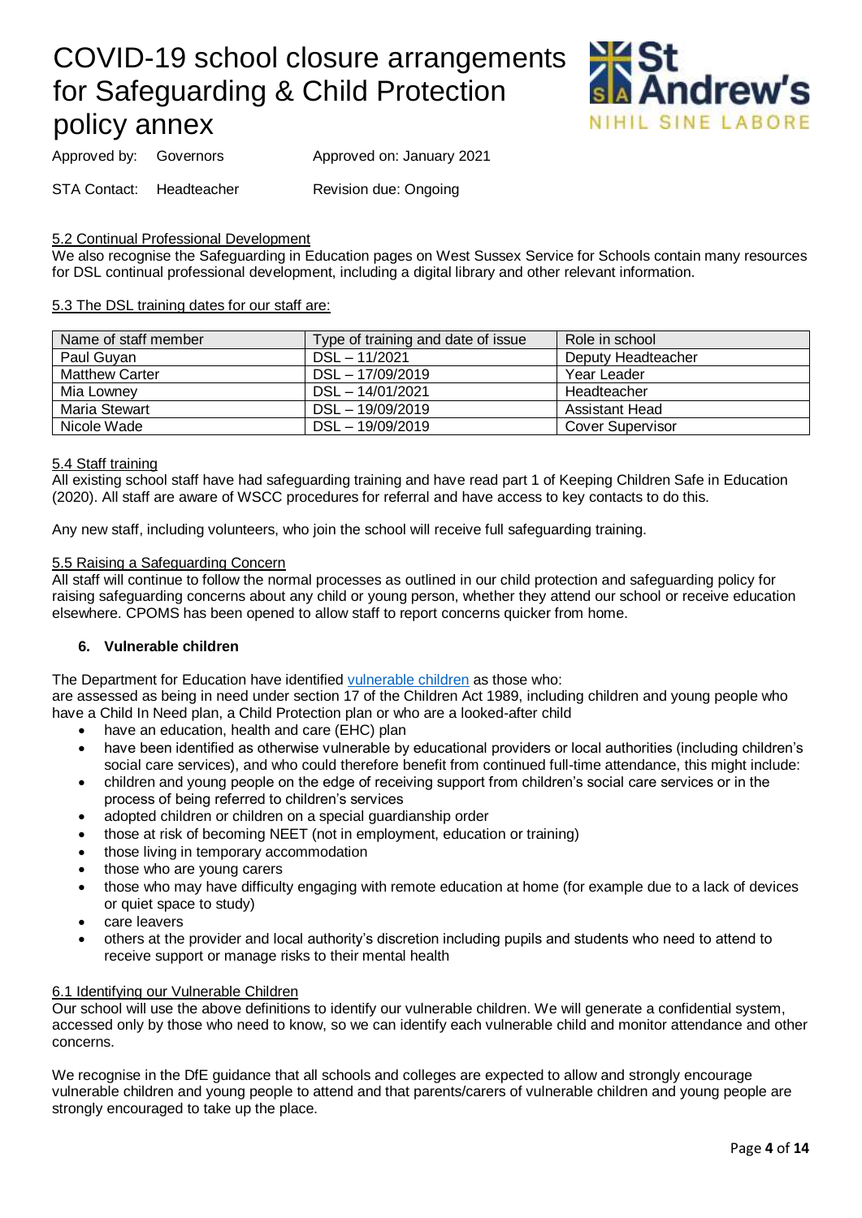# COVID-19 school closure arrangements for Safeguarding & Child Protection policy annex

Approved by: Governors    Approved on: January 2021

STA Contact: Headteacher    Revision due: Ongoing

5.2 Continual Professional Development

We also recognise the Safeguarding in Education pages on West Sussex Service for Schools contain many resources for DSL continual professional development, including a digital library and other relevant information.

5.3 The DSL training dates for our staff are:

| Name of staff member | Type of training and date of issue | Role in school |
|---|---|---|
| Paul Guyan | DSL – 11/2021 | Deputy Headteacher |
| Matthew Carter | DSL – 17/09/2019 | Year Leader |
| Mia Lowney | DSL – 14/01/2021 | Headteacher |
| Maria Stewart | DSL – 19/09/2019 | Assistant Head |
| Nicole Wade | DSL – 19/09/2019 | Cover Supervisor |

5.4 Staff training

All existing school staff have had safeguarding training and have read part 1 of Keeping Children Safe in Education (2020). All staff are aware of WSCC procedures for referral and have access to key contacts to do this.

Any new staff, including volunteers, who join the school will receive full safeguarding training.

5.5 Raising a Safeguarding Concern

All staff will continue to follow the normal processes as outlined in our child protection and safeguarding policy for raising safeguarding concerns about any child or young person, whether they attend our school or receive education elsewhere. CPOMS has been opened to allow staff to report concerns quicker from home.

## 6. Vulnerable children

The Department for Education have identified [vulnerable children] as those who:
are assessed as being in need under section 17 of the Children Act 1989, including children and young people who have a Child In Need plan, a Child Protection plan or who are a looked-after child

- have an education, health and care (EHC) plan
- have been identified as otherwise vulnerable by educational providers or local authorities (including children's social care services), and who could therefore benefit from continued full-time attendance, this might include:
- children and young people on the edge of receiving support from children's social care services or in the process of being referred to children's services
- adopted children or children on a special guardianship order
- those at risk of becoming NEET (not in employment, education or training)
- those living in temporary accommodation
- those who are young carers
- those who may have difficulty engaging with remote education at home (for example due to a lack of devices or quiet space to study)
- care leavers
- others at the provider and local authority's discretion including pupils and students who need to attend to receive support or manage risks to their mental health

6.1 Identifying our Vulnerable Children

Our school will use the above definitions to identify our vulnerable children. We will generate a confidential system, accessed only by those who need to know, so we can identify each vulnerable child and monitor attendance and other concerns.

We recognise in the DfE guidance that all schools and colleges are expected to allow and strongly encourage vulnerable children and young people to attend and that parents/carers of vulnerable children and young people are strongly encouraged to take up the place.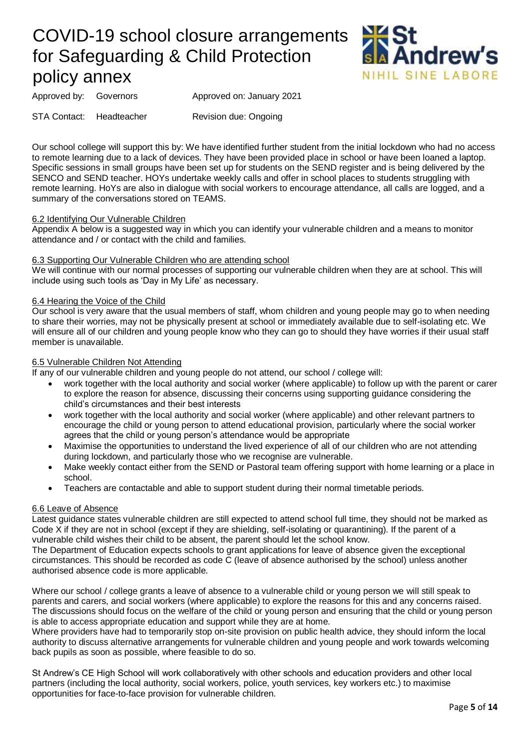# COVID-19 school closure arrangements for Safeguarding & Child Protection policy annex

Approved by: Governors  Approved on: January 2021

STA Contact: Headteacher  Revision due: Ongoing

Our school college will support this by: We have identified further student from the initial lockdown who had no access to remote learning due to a lack of devices. They have been provided place in school or have been loaned a laptop. Specific sessions in small groups have been set up for students on the SEND register and is being delivered by the SENCO and SEND teacher. HOYs undertake weekly calls and offer in school places to students struggling with remote learning. HoYs are also in dialogue with social workers to encourage attendance, all calls are logged, and a summary of the conversations stored on TEAMS.

## 6.2 Identifying Our Vulnerable Children

Appendix A below is a suggested way in which you can identify your vulnerable children and a means to monitor attendance and / or contact with the child and families.

## 6.3 Supporting Our Vulnerable Children who are attending school

We will continue with our normal processes of supporting our vulnerable children when they are at school. This will include using such tools as 'Day in My Life' as necessary.

## 6.4 Hearing the Voice of the Child

Our school is very aware that the usual members of staff, whom children and young people may go to when needing to share their worries, may not be physically present at school or immediately available due to self-isolating etc. We will ensure all of our children and young people know who they can go to should they have worries if their usual staff member is unavailable.

## 6.5 Vulnerable Children Not Attending

If any of our vulnerable children and young people do not attend, our school / college will:

- work together with the local authority and social worker (where applicable) to follow up with the parent or carer to explore the reason for absence, discussing their concerns using supporting guidance considering the child's circumstances and their best interests
- work together with the local authority and social worker (where applicable) and other relevant partners to encourage the child or young person to attend educational provision, particularly where the social worker agrees that the child or young person's attendance would be appropriate
- Maximise the opportunities to understand the lived experience of all of our children who are not attending during lockdown, and particularly those who we recognise are vulnerable.
- Make weekly contact either from the SEND or Pastoral team offering support with home learning or a place in school.
- Teachers are contactable and able to support student during their normal timetable periods.

## 6.6 Leave of Absence

Latest guidance states vulnerable children are still expected to attend school full time, they should not be marked as Code X if they are not in school (except if they are shielding, self-isolating or quarantining). If the parent of a vulnerable child wishes their child to be absent, the parent should let the school know.

The Department of Education expects schools to grant applications for leave of absence given the exceptional circumstances. This should be recorded as code C (leave of absence authorised by the school) unless another authorised absence code is more applicable.

Where our school / college grants a leave of absence to a vulnerable child or young person we will still speak to parents and carers, and social workers (where applicable) to explore the reasons for this and any concerns raised. The discussions should focus on the welfare of the child or young person and ensuring that the child or young person is able to access appropriate education and support while they are at home.

Where providers have had to temporarily stop on-site provision on public health advice, they should inform the local authority to discuss alternative arrangements for vulnerable children and young people and work towards welcoming back pupils as soon as possible, where feasible to do so.

St Andrew's CE High School will work collaboratively with other schools and education providers and other local partners (including the local authority, social workers, police, youth services, key workers etc.) to maximise opportunities for face-to-face provision for vulnerable children.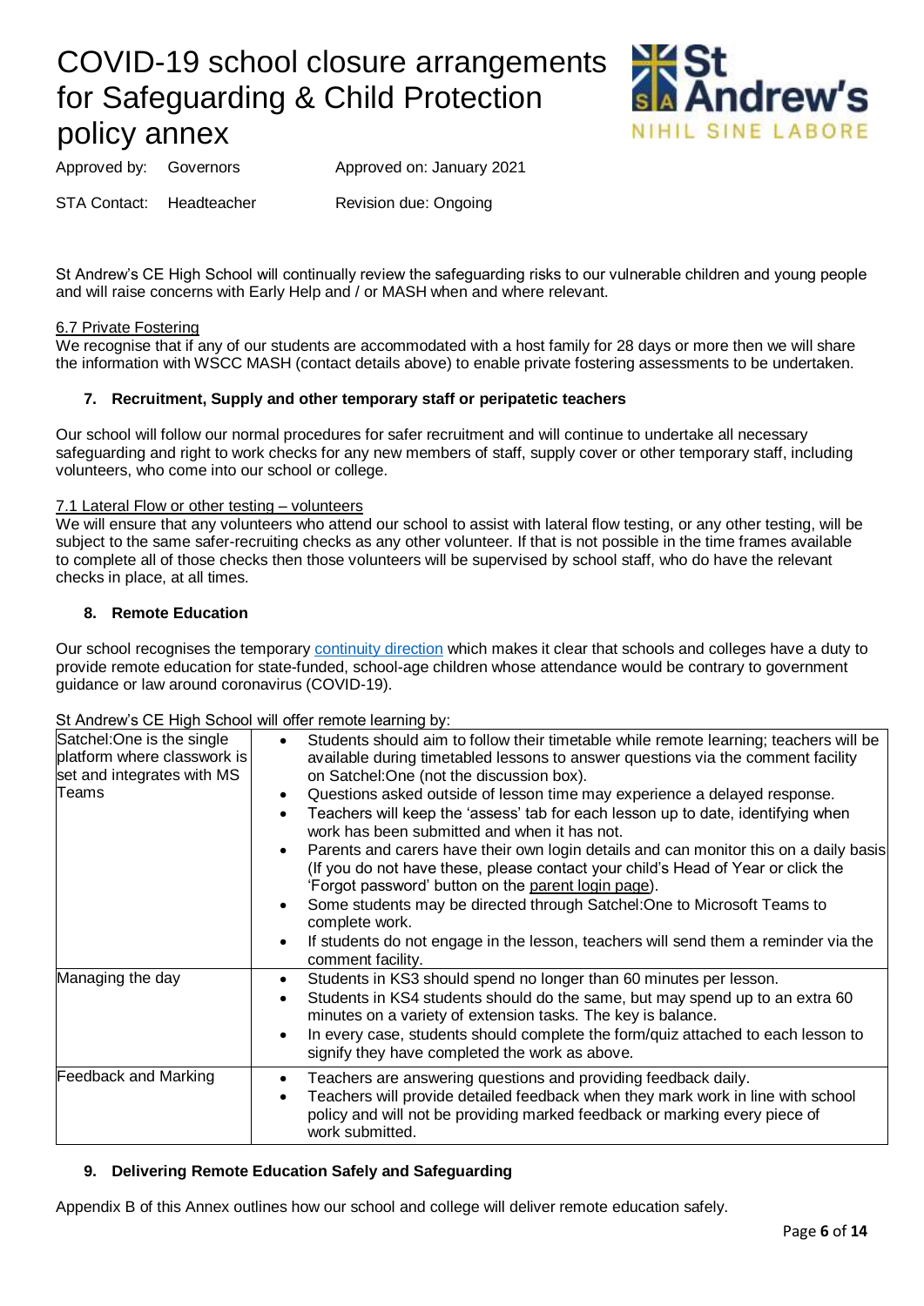# COVID-19 school closure arrangements for Safeguarding & Child Protection policy annex

Approved by: Governors | Approved on: January 2021

STA Contact: Headteacher | Revision due: Ongoing

St Andrew's CE High School will continually review the safeguarding risks to our vulnerable children and young people and will raise concerns with Early Help and / or MASH when and where relevant.

6.7 Private Fostering

We recognise that if any of our students are accommodated with a host family for 28 days or more then we will share the information with WSCC MASH (contact details above) to enable private fostering assessments to be undertaken.

## 7. Recruitment, Supply and other temporary staff or peripatetic teachers

Our school will follow our normal procedures for safer recruitment and will continue to undertake all necessary safeguarding and right to work checks for any new members of staff, supply cover or other temporary staff, including volunteers, who come into our school or college.

7.1 Lateral Flow or other testing – volunteers

We will ensure that any volunteers who attend our school to assist with lateral flow testing, or any other testing, will be subject to the same safer-recruiting checks as any other volunteer. If that is not possible in the time frames available to complete all of those checks then those volunteers will be supervised by school staff, who do have the relevant checks in place, at all times.

## 8. Remote Education

Our school recognises the temporary continuity direction which makes it clear that schools and colleges have a duty to provide remote education for state-funded, school-age children whose attendance would be contrary to government guidance or law around coronavirus (COVID-19).

St Andrew's CE High School will offer remote learning by:

| | |
|---|---|
| Satchel:One is the single platform where classwork is set and integrates with MS Teams | • Students should aim to follow their timetable while remote learning; teachers will be available during timetabled lessons to answer questions via the comment facility on Satchel:One (not the discussion box).<br>• Questions asked outside of lesson time may experience a delayed response.<br>• Teachers will keep the 'assess' tab for each lesson up to date, identifying when work has been submitted and when it has not.<br>• Parents and carers have their own login details and can monitor this on a daily basis (If you do not have these, please contact your child's Head of Year or click the 'Forgot password' button on the parent login page).<br>• Some students may be directed through Satchel:One to Microsoft Teams to complete work.<br>• If students do not engage in the lesson, teachers will send them a reminder via the comment facility. |
| Managing the day | • Students in KS3 should spend no longer than 60 minutes per lesson.<br>• Students in KS4 students should do the same, but may spend up to an extra 60 minutes on a variety of extension tasks. The key is balance.<br>• In every case, students should complete the form/quiz attached to each lesson to signify they have completed the work as above. |
| Feedback and Marking | • Teachers are answering questions and providing feedback daily.<br>• Teachers will provide detailed feedback when they mark work in line with school policy and will not be providing marked feedback or marking every piece of work submitted. |

## 9. Delivering Remote Education Safely and Safeguarding

Appendix B of this Annex outlines how our school and college will deliver remote education safely.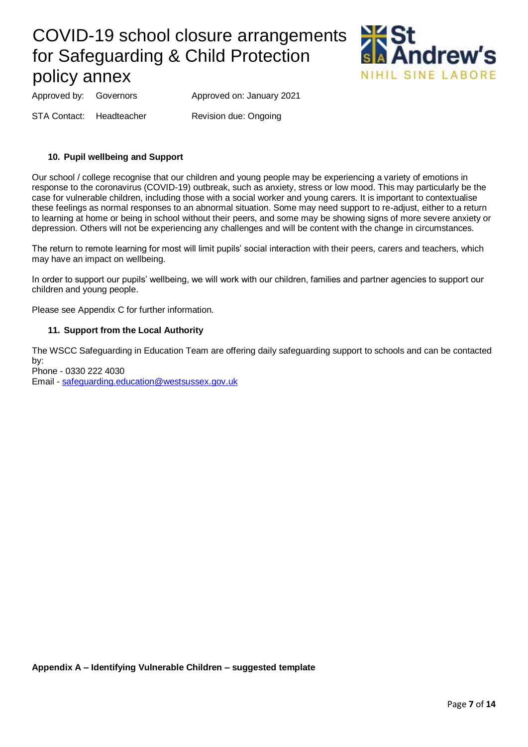### 10. Pupil wellbeing and Support

Our school / college recognise that our children and young people may be experiencing a variety of emotions in response to the coronavirus (COVID-19) outbreak, such as anxiety, stress or low mood. This may particularly be the case for vulnerable children, including those with a social worker and young carers. It is important to contextualise these feelings as normal responses to an abnormal situation. Some may need support to re-adjust, either to a return to learning at home or being in school without their peers, and some may be showing signs of more severe anxiety or depression. Others will not be experiencing any challenges and will be content with the change in circumstances.

The return to remote learning for most will limit pupils' social interaction with their peers, carers and teachers, which may have an impact on wellbeing.

In order to support our pupils' wellbeing, we will work with our children, families and partner agencies to support our children and young people.

Please see Appendix C for further information.

### 11. Support from the Local Authority

The WSCC Safeguarding in Education Team are offering daily safeguarding support to schools and can be contacted by:
Phone - 0330 222 4030
Email - safeguarding.education@westsussex.gov.uk

**Appendix A – Identifying Vulnerable Children – suggested template**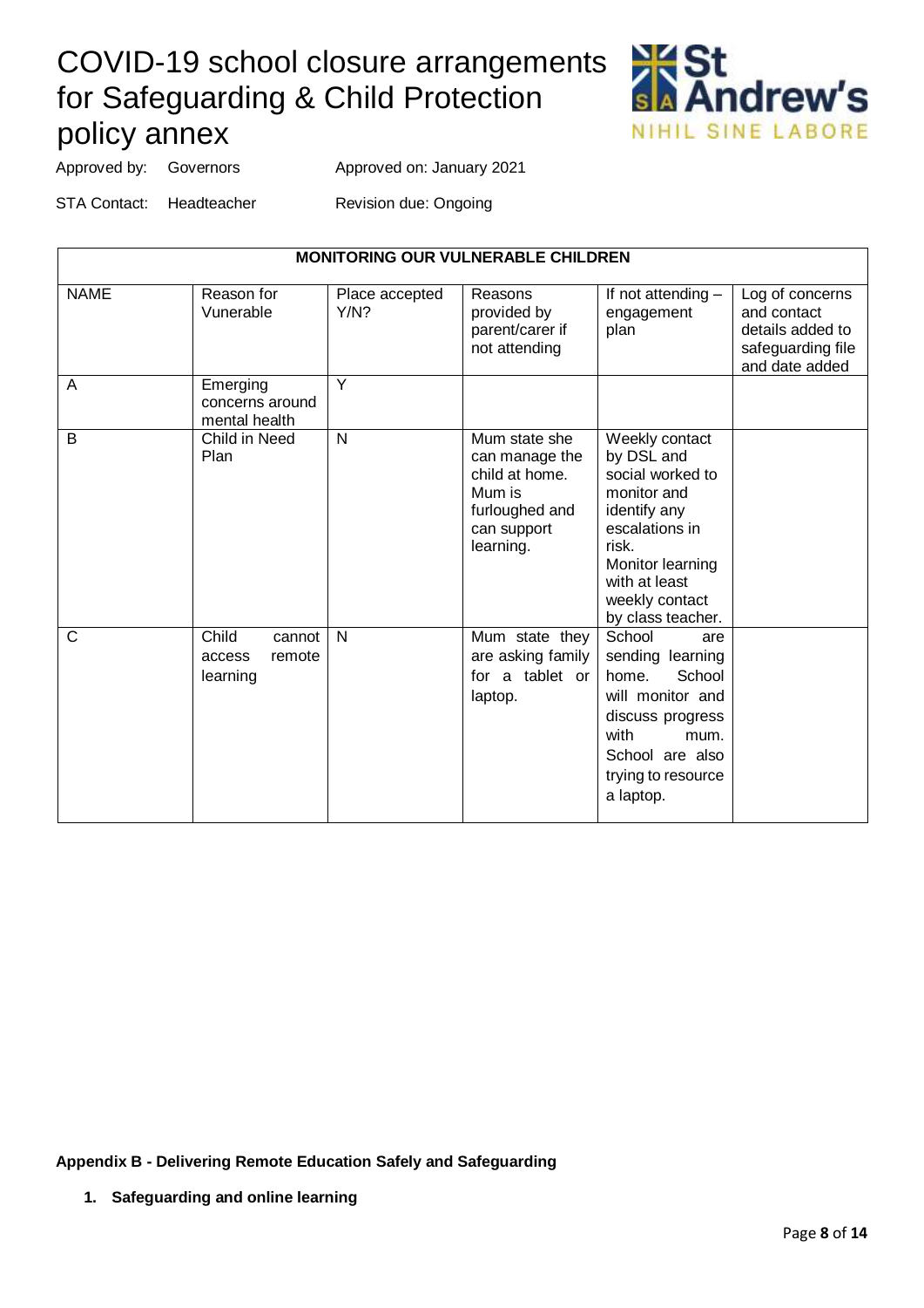# COVID-19 school closure arrangements for Safeguarding & Child Protection policy annex

Approved by: Governors Approved on: January 2021

STA Contact: Headteacher Revision due: Ongoing

| MONITORING OUR VULNERABLE CHILDREN | | | | | |
|---|---|---|---|---|---|
| NAME | Reason for Vunerable | Place accepted Y/N? | Reasons provided by parent/carer if not attending | If not attending – engagement plan | Log of concerns and contact details added to safeguarding file and date added |
| A | Emerging concerns around mental health | Y | | | |
| B | Child in Need Plan | N | Mum state she can manage the child at home. Mum is furloughed and can support learning. | Weekly contact by DSL and social worked to monitor and identify any escalations in risk. Monitor learning with at least weekly contact by class teacher. | |
| C | Child cannot access remote learning | N | Mum state they are asking family for a tablet or laptop. | School are sending learning home. School will monitor and discuss progress with mum. School are also trying to resource a laptop. | |

**Appendix B - Delivering Remote Education Safely and Safeguarding**

1. **Safeguarding and online learning**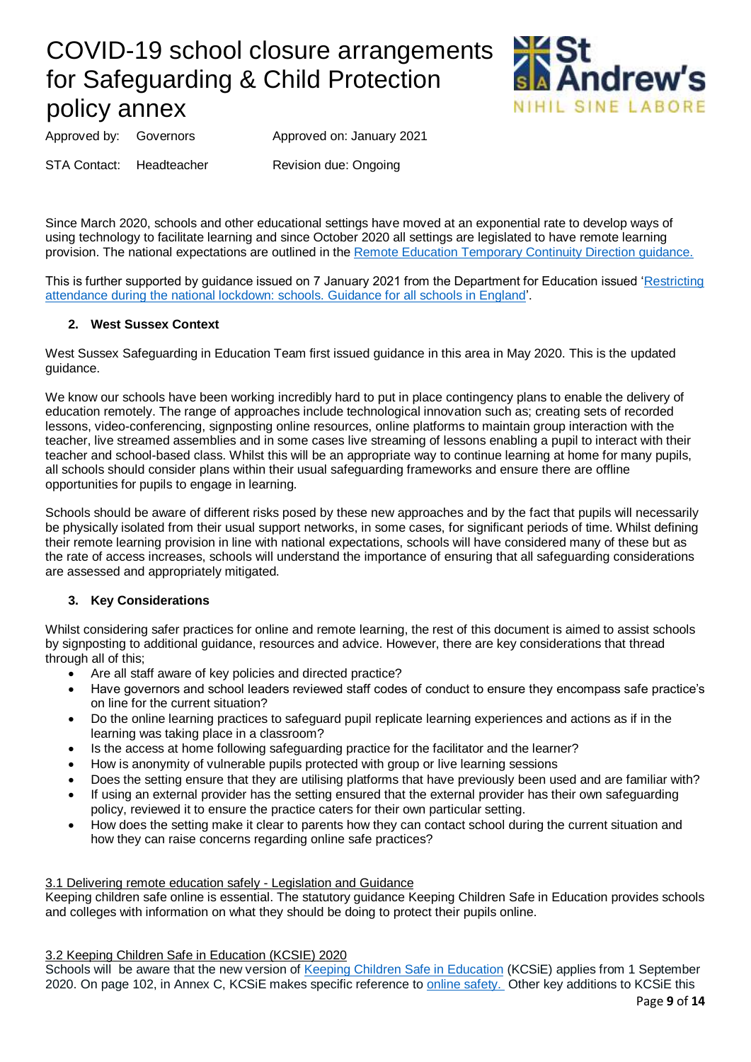# COVID-19 school closure arrangements for Safeguarding & Child Protection policy annex

St Andrew's
NIHIL SINE LABORE

Approved by: Governors Approved on: January 2021

STA Contact: Headteacher Revision due: Ongoing

Since March 2020, schools and other educational settings have moved at an exponential rate to develop ways of using technology to facilitate learning and since October 2020 all settings are legislated to have remote learning provision. The national expectations are outlined in the Remote Education Temporary Continuity Direction guidance.

This is further supported by guidance issued on 7 January 2021 from the Department for Education issued 'Restricting attendance during the national lockdown: schools. Guidance for all schools in England'.

## 2. West Sussex Context

West Sussex Safeguarding in Education Team first issued guidance in this area in May 2020. This is the updated guidance.

We know our schools have been working incredibly hard to put in place contingency plans to enable the delivery of education remotely. The range of approaches include technological innovation such as; creating sets of recorded lessons, video-conferencing, signposting online resources, online platforms to maintain group interaction with the teacher, live streamed assemblies and in some cases live streaming of lessons enabling a pupil to interact with their teacher and school-based class. Whilst this will be an appropriate way to continue learning at home for many pupils, all schools should consider plans within their usual safeguarding frameworks and ensure there are offline opportunities for pupils to engage in learning.

Schools should be aware of different risks posed by these new approaches and by the fact that pupils will necessarily be physically isolated from their usual support networks, in some cases, for significant periods of time. Whilst defining their remote learning provision in line with national expectations, schools will have considered many of these but as the rate of access increases, schools will understand the importance of ensuring that all safeguarding considerations are assessed and appropriately mitigated.

## 3. Key Considerations

Whilst considering safer practices for online and remote learning, the rest of this document is aimed to assist schools by signposting to additional guidance, resources and advice. However, there are key considerations that thread through all of this;

- Are all staff aware of key policies and directed practice?
- Have governors and school leaders reviewed staff codes of conduct to ensure they encompass safe practice's on line for the current situation?
- Do the online learning practices to safeguard pupil replicate learning experiences and actions as if in the learning was taking place in a classroom?
- Is the access at home following safeguarding practice for the facilitator and the learner?
- How is anonymity of vulnerable pupils protected with group or live learning sessions
- Does the setting ensure that they are utilising platforms that have previously been used and are familiar with?
- If using an external provider has the setting ensured that the external provider has their own safeguarding policy, reviewed it to ensure the practice caters for their own particular setting.
- How does the setting make it clear to parents how they can contact school during the current situation and how they can raise concerns regarding online safe practices?

### 3.1 Delivering remote education safely - Legislation and Guidance

Keeping children safe online is essential. The statutory guidance Keeping Children Safe in Education provides schools and colleges with information on what they should be doing to protect their pupils online.

### 3.2 Keeping Children Safe in Education (KCSIE) 2020

Schools will be aware that the new version of Keeping Children Safe in Education (KCSiE) applies from 1 September 2020. On page 102, in Annex C, KCSiE makes specific reference to online safety. Other key additions to KCSiE this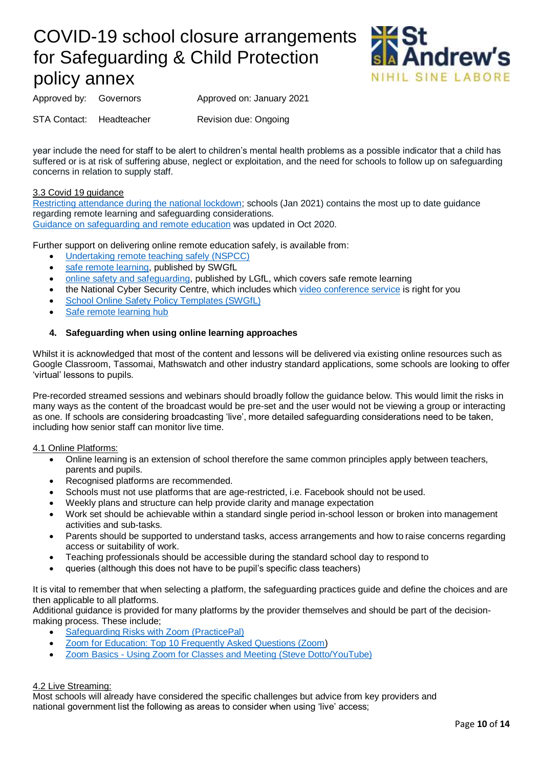year include the need for staff to be alert to children's mental health problems as a possible indicator that a child has suffered or is at risk of suffering abuse, neglect or exploitation, and the need for schools to follow up on safeguarding concerns in relation to supply staff.

3.3 Covid 19 guidance

Restricting attendance during the national lockdown; schools (Jan 2021) contains the most up to date guidance regarding remote learning and safeguarding considerations.
Guidance on safeguarding and remote education was updated in Oct 2020.

Further support on delivering online remote education safely, is available from:

- Undertaking remote teaching safely (NSPCC)
- safe remote learning, published by SWGfL
- online safety and safeguarding, published by LGfL, which covers safe remote learning
- the National Cyber Security Centre, which includes which video conference service is right for you
- School Online Safety Policy Templates (SWGfL)
- Safe remote learning hub

**4. Safeguarding when using online learning approaches**

Whilst it is acknowledged that most of the content and lessons will be delivered via existing online resources such as Google Classroom, Tassomai, Mathswatch and other industry standard applications, some schools are looking to offer 'virtual' lessons to pupils.

Pre-recorded streamed sessions and webinars should broadly follow the guidance below. This would limit the risks in many ways as the content of the broadcast would be pre-set and the user would not be viewing a group or interacting as one. If schools are considering broadcasting 'live', more detailed safeguarding considerations need to be taken, including how senior staff can monitor live time.

4.1 Online Platforms:

- Online learning is an extension of school therefore the same common principles apply between teachers, parents and pupils.
- Recognised platforms are recommended.
- Schools must not use platforms that are age-restricted, i.e. Facebook should not be used.
- Weekly plans and structure can help provide clarity and manage expectation
- Work set should be achievable within a standard single period in-school lesson or broken into management activities and sub-tasks.
- Parents should be supported to understand tasks, access arrangements and how to raise concerns regarding access or suitability of work.
- Teaching professionals should be accessible during the standard school day to respond to
- queries (although this does not have to be pupil's specific class teachers)

It is vital to remember that when selecting a platform, the safeguarding practices guide and define the choices and are then applicable to all platforms.
Additional guidance is provided for many platforms by the provider themselves and should be part of the decision-making process. These include;

- Safeguarding Risks with Zoom (PracticePal)
- Zoom for Education: Top 10 Frequently Asked Questions (Zoom)
- Zoom Basics - Using Zoom for Classes and Meeting (Steve Dotto/YouTube)

4.2 Live Streaming:

Most schools will already have considered the specific challenges but advice from key providers and national government list the following as areas to consider when using 'live' access;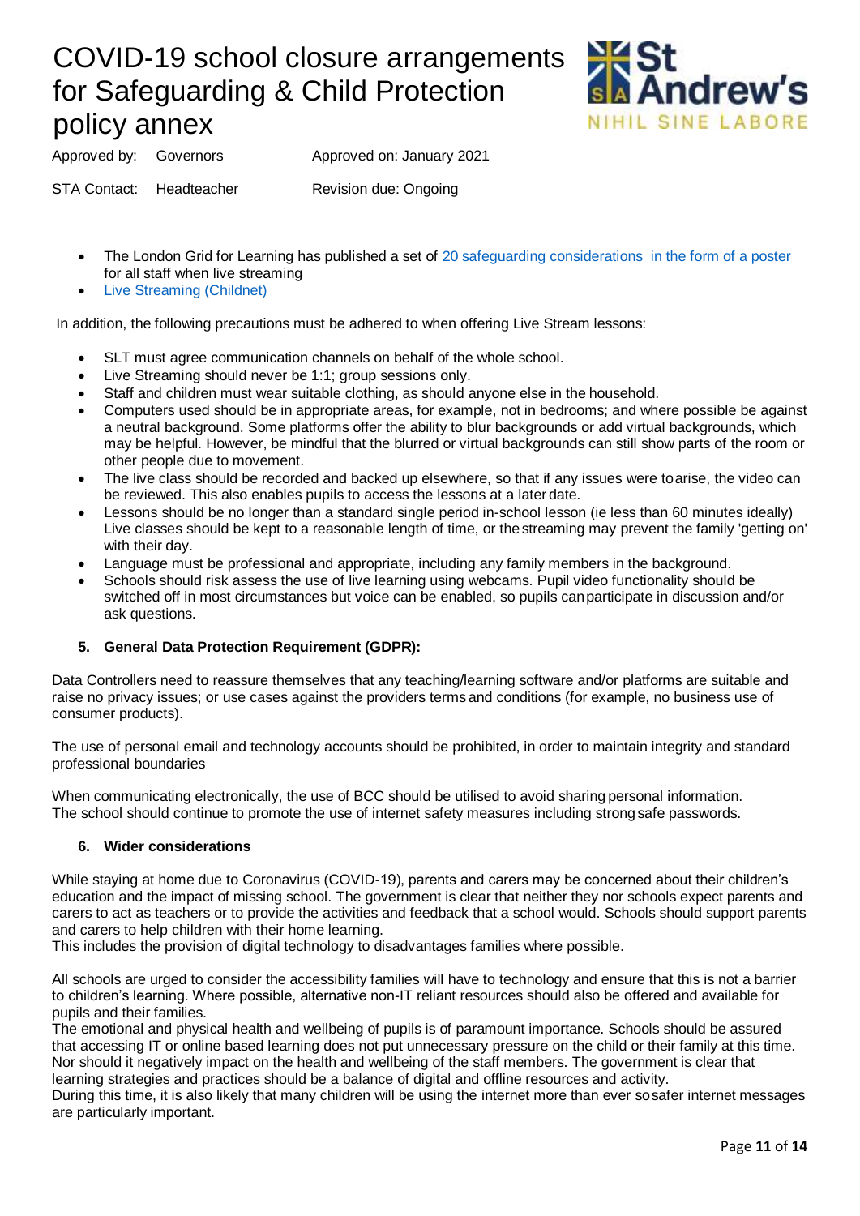- The London Grid for Learning has published a set of [20 safeguarding considerations in the form of a poster](#) for all staff when live streaming
- [Live Streaming (Childnet)](#)

In addition, the following precautions must be adhered to when offering Live Stream lessons:

- SLT must agree communication channels on behalf of the whole school.
- Live Streaming should never be 1:1; group sessions only.
- Staff and children must wear suitable clothing, as should anyone else in the household.
- Computers used should be in appropriate areas, for example, not in bedrooms; and where possible be against a neutral background. Some platforms offer the ability to blur backgrounds or add virtual backgrounds, which may be helpful. However, be mindful that the blurred or virtual backgrounds can still show parts of the room or other people due to movement.
- The live class should be recorded and backed up elsewhere, so that if any issues were to arise, the video can be reviewed. This also enables pupils to access the lessons at a later date.
- Lessons should be no longer than a standard single period in-school lesson (ie less than 60 minutes ideally) Live classes should be kept to a reasonable length of time, or the streaming may prevent the family 'getting on' with their day.
- Language must be professional and appropriate, including any family members in the background.
- Schools should risk assess the use of live learning using webcams. Pupil video functionality should be switched off in most circumstances but voice can be enabled, so pupils can participate in discussion and/or ask questions.

## 5. General Data Protection Requirement (GDPR):

Data Controllers need to reassure themselves that any teaching/learning software and/or platforms are suitable and raise no privacy issues; or use cases against the providers terms and conditions (for example, no business use of consumer products).

The use of personal email and technology accounts should be prohibited, in order to maintain integrity and standard professional boundaries

When communicating electronically, the use of BCC should be utilised to avoid sharing personal information.
The school should continue to promote the use of internet safety measures including strong safe passwords.

## 6. Wider considerations

While staying at home due to Coronavirus (COVID-19), parents and carers may be concerned about their children's education and the impact of missing school. The government is clear that neither they nor schools expect parents and carers to act as teachers or to provide the activities and feedback that a school would. Schools should support parents and carers to help children with their home learning.
This includes the provision of digital technology to disadvantages families where possible.

All schools are urged to consider the accessibility families will have to technology and ensure that this is not a barrier to children's learning. Where possible, alternative non-IT reliant resources should also be offered and available for pupils and their families.
The emotional and physical health and wellbeing of pupils is of paramount importance. Schools should be assured that accessing IT or online based learning does not put unnecessary pressure on the child or their family at this time. Nor should it negatively impact on the health and wellbeing of the staff members. The government is clear that learning strategies and practices should be a balance of digital and offline resources and activity.
During this time, it is also likely that many children will be using the internet more than ever so safer internet messages are particularly important.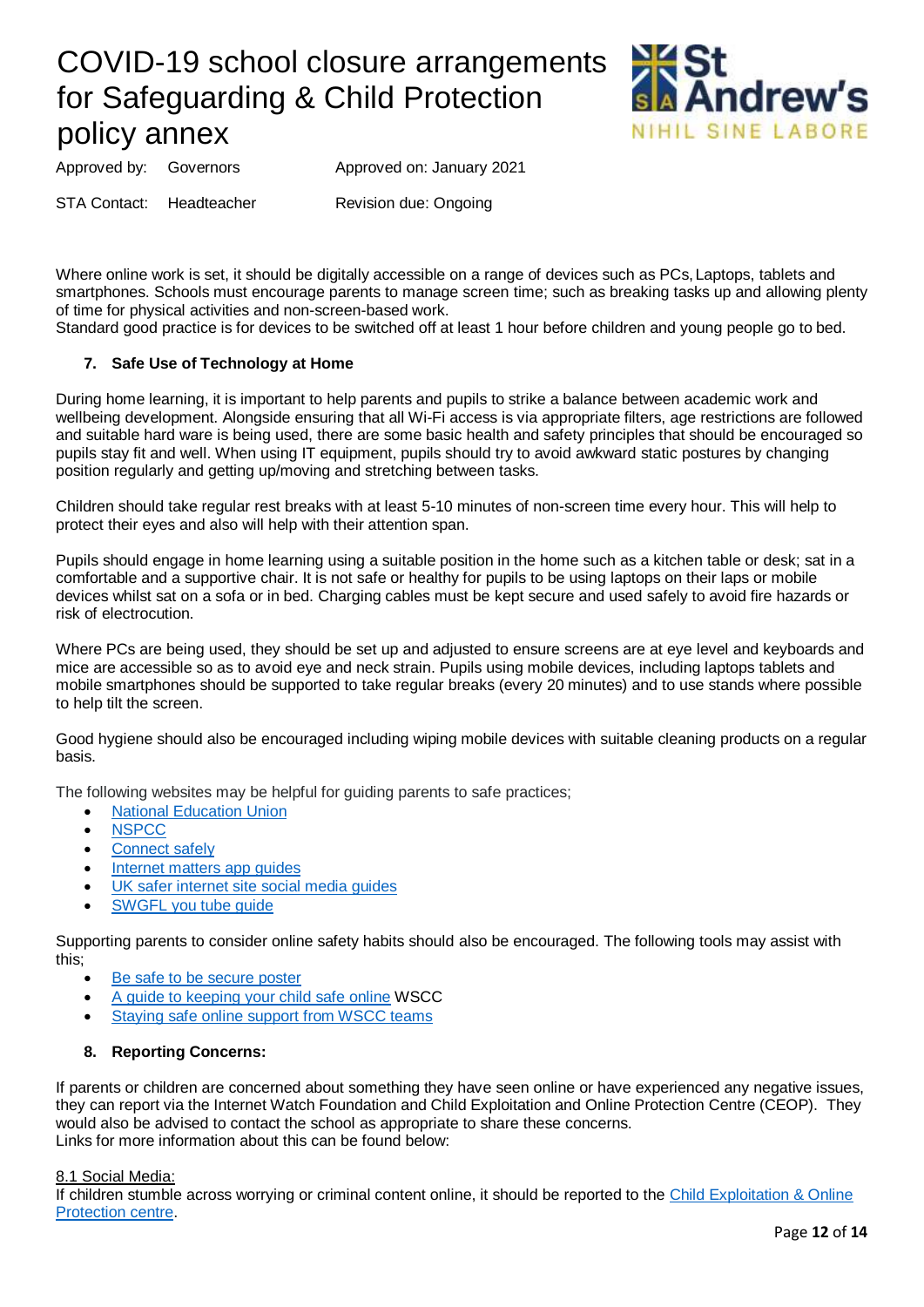Where online work is set, it should be digitally accessible on a range of devices such as PCs, Laptops, tablets and smartphones. Schools must encourage parents to manage screen time; such as breaking tasks up and allowing plenty of time for physical activities and non-screen-based work.
Standard good practice is for devices to be switched off at least 1 hour before children and young people go to bed.

### 7. Safe Use of Technology at Home

During home learning, it is important to help parents and pupils to strike a balance between academic work and wellbeing development. Alongside ensuring that all Wi-Fi access is via appropriate filters, age restrictions are followed and suitable hard ware is being used, there are some basic health and safety principles that should be encouraged so pupils stay fit and well. When using IT equipment, pupils should try to avoid awkward static postures by changing position regularly and getting up/moving and stretching between tasks.

Children should take regular rest breaks with at least 5-10 minutes of non-screen time every hour. This will help to protect their eyes and also will help with their attention span.

Pupils should engage in home learning using a suitable position in the home such as a kitchen table or desk; sat in a comfortable and a supportive chair. It is not safe or healthy for pupils to be using laptops on their laps or mobile devices whilst sat on a sofa or in bed. Charging cables must be kept secure and used safely to avoid fire hazards or risk of electrocution.

Where PCs are being used, they should be set up and adjusted to ensure screens are at eye level and keyboards and mice are accessible so as to avoid eye and neck strain. Pupils using mobile devices, including laptops tablets and mobile smartphones should be supported to take regular breaks (every 20 minutes) and to use stands where possible to help tilt the screen.

Good hygiene should also be encouraged including wiping mobile devices with suitable cleaning products on a regular basis.

The following websites may be helpful for guiding parents to safe practices;

- National Education Union
- NSPCC
- Connect safely
- Internet matters app guides
- UK safer internet site social media guides
- SWGFL you tube guide

Supporting parents to consider online safety habits should also be encouraged. The following tools may assist with this;

- Be safe to be secure poster
- A guide to keeping your child safe online WSCC
- Staying safe online support from WSCC teams

### 8. Reporting Concerns:

If parents or children are concerned about something they have seen online or have experienced any negative issues, they can report via the Internet Watch Foundation and Child Exploitation and Online Protection Centre (CEOP). They would also be advised to contact the school as appropriate to share these concerns.
Links for more information about this can be found below:

8.1 Social Media:
If children stumble across worrying or criminal content online, it should be reported to the Child Exploitation & Online Protection centre.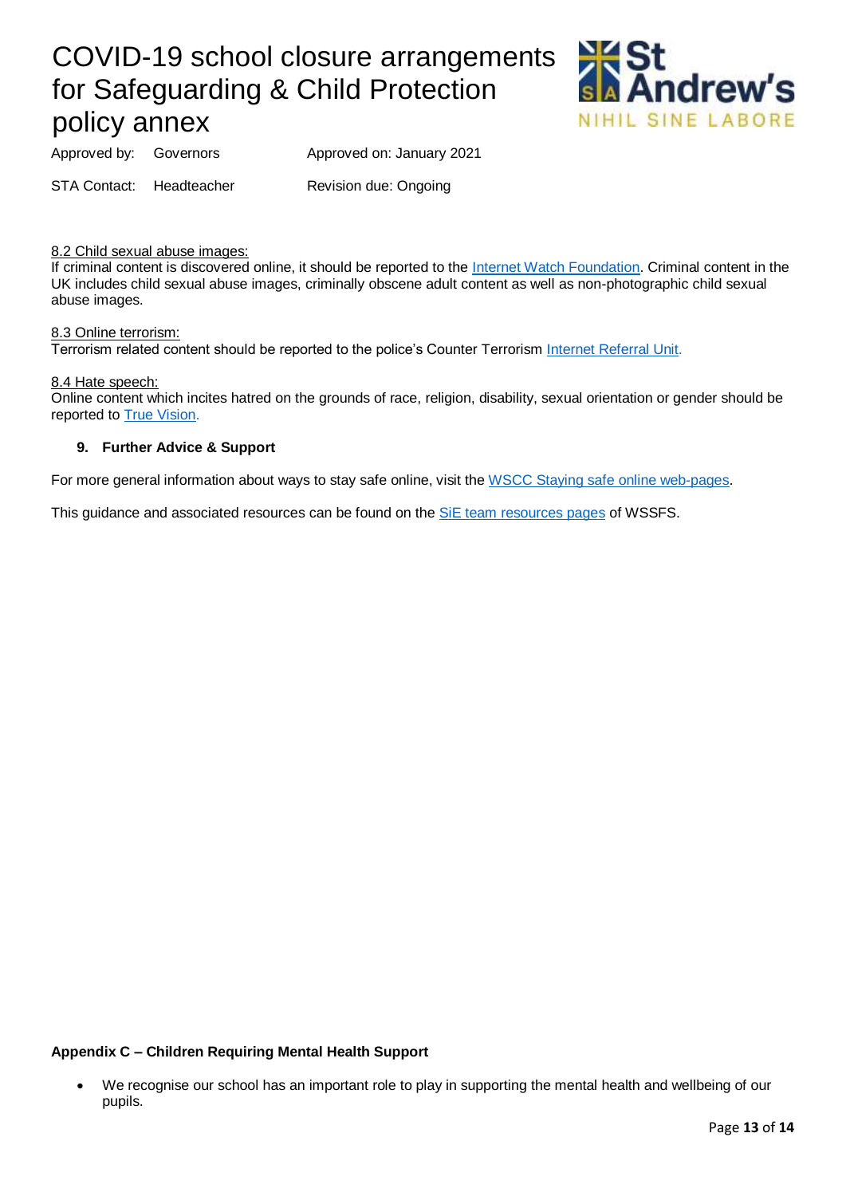8.2 Child sexual abuse images:

If criminal content is discovered online, it should be reported to the Internet Watch Foundation. Criminal content in the UK includes child sexual abuse images, criminally obscene adult content as well as non-photographic child sexual abuse images.

8.3 Online terrorism:

Terrorism related content should be reported to the police's Counter Terrorism Internet Referral Unit.

8.4 Hate speech:

Online content which incites hatred on the grounds of race, religion, disability, sexual orientation or gender should be reported to True Vision.

**9. Further Advice & Support**

For more general information about ways to stay safe online, visit the WSCC Staying safe online web-pages.

This guidance and associated resources can be found on the SiE team resources pages of WSSFS.

**Appendix C – Children Requiring Mental Health Support**

- We recognise our school has an important role to play in supporting the mental health and wellbeing of our pupils.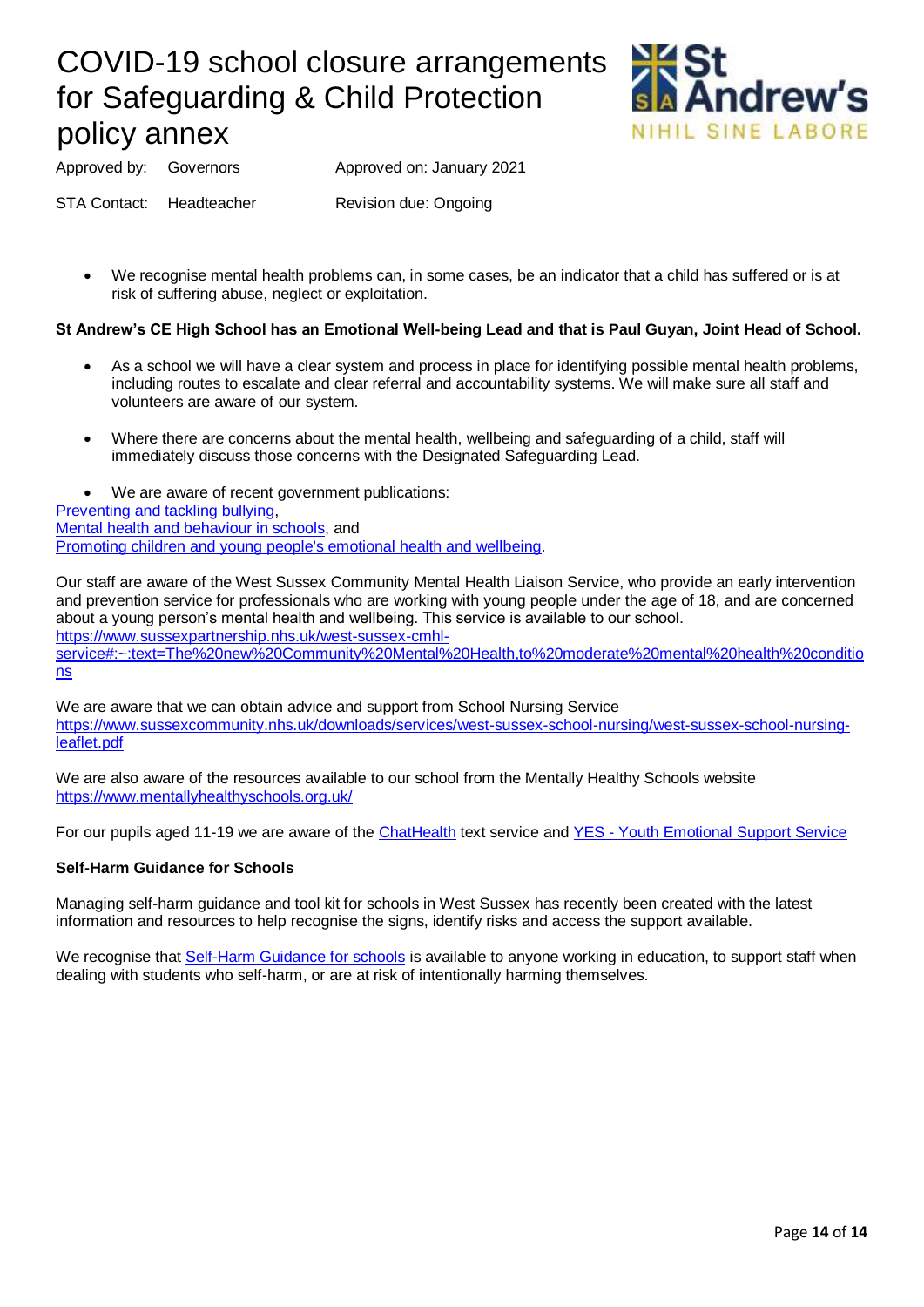# COVID-19 school closure arrangements for Safeguarding & Child Protection policy annex

Approved by: Governors    Approved on: January 2021

STA Contact: Headteacher    Revision due: Ongoing

- We recognise mental health problems can, in some cases, be an indicator that a child has suffered or is at risk of suffering abuse, neglect or exploitation.

**St Andrew's CE High School has an Emotional Well-being Lead and that is Paul Guyan, Joint Head of School.**

- As a school we will have a clear system and process in place for identifying possible mental health problems, including routes to escalate and clear referral and accountability systems. We will make sure all staff and volunteers are aware of our system.

- Where there are concerns about the mental health, wellbeing and safeguarding of a child, staff will immediately discuss those concerns with the Designated Safeguarding Lead.

- We are aware of recent government publications:

Preventing and tackling bullying,
Mental health and behaviour in schools, and
Promoting children and young people's emotional health and wellbeing.

Our staff are aware of the West Sussex Community Mental Health Liaison Service, who provide an early intervention and prevention service for professionals who are working with young people under the age of 18, and are concerned about a young person's mental health and wellbeing. This service is available to our school.
https://www.sussexpartnership.nhs.uk/west-sussex-cmhl-service#:~:text=The%20new%20Community%20Mental%20Health,to%20moderate%20mental%20health%20conditions

We are aware that we can obtain advice and support from School Nursing Service
https://www.sussexcommunity.nhs.uk/downloads/services/west-sussex-school-nursing/west-sussex-school-nursing-leaflet.pdf

We are also aware of the resources available to our school from the Mentally Healthy Schools website
https://www.mentallyhealthyschools.org.uk/

For our pupils aged 11-19 we are aware of the ChatHealth text service and YES - Youth Emotional Support Service

**Self-Harm Guidance for Schools**

Managing self-harm guidance and tool kit for schools in West Sussex has recently been created with the latest information and resources to help recognise the signs, identify risks and access the support available.

We recognise that Self-Harm Guidance for schools is available to anyone working in education, to support staff when dealing with students who self-harm, or are at risk of intentionally harming themselves.